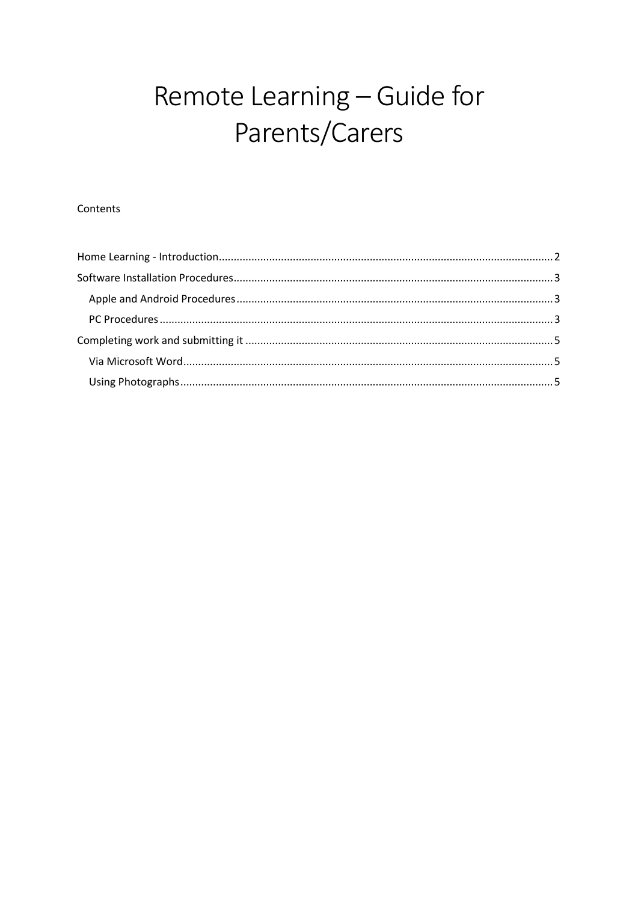# Remote Learning – Guide for Parents/Carers

Contents

- Home Learning - Introduction ........ 2
- Software Installation Procedures ........ 3
  - Apple and Android Procedures ........ 3
  - PC Procedures ........ 3
- Completing work and submitting it ........ 5
  - Via Microsoft Word ........ 5
  - Using Photographs ........ 5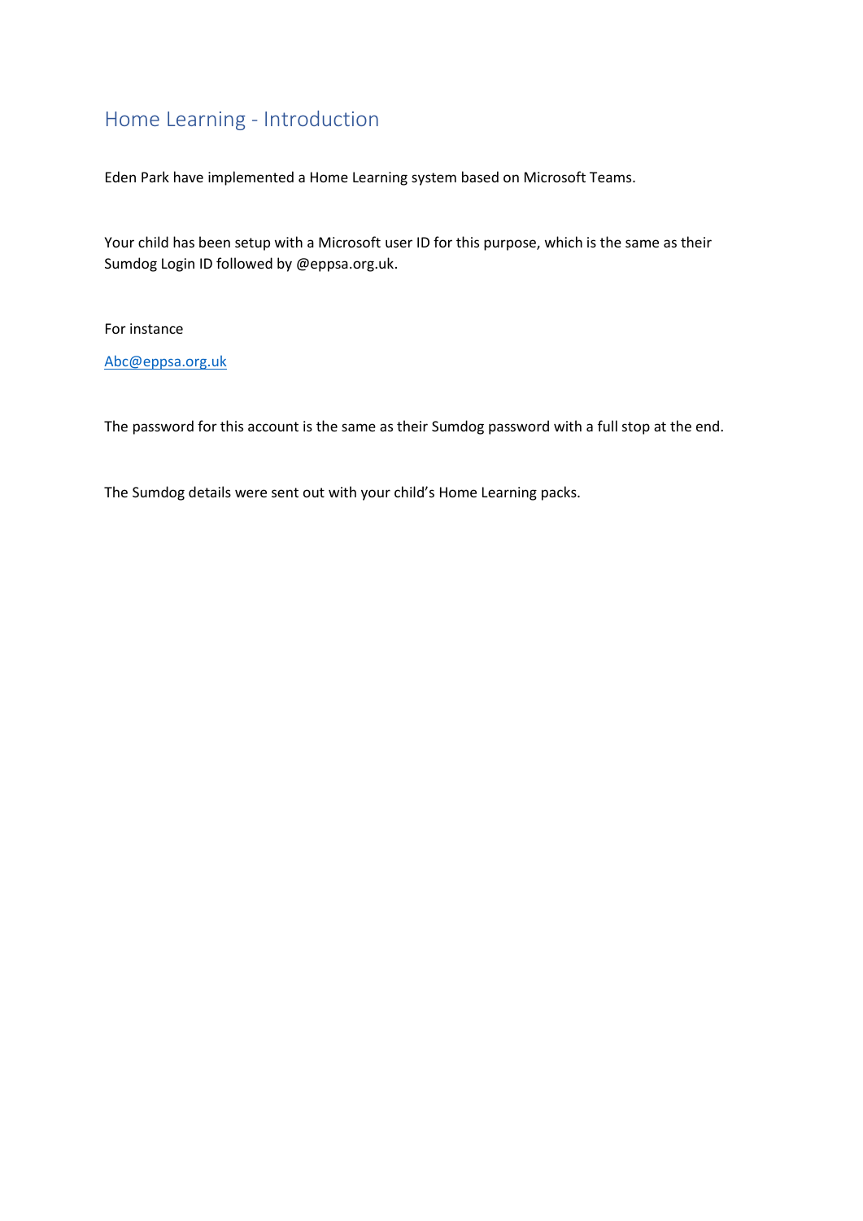# Home Learning - Introduction

Eden Park have implemented a Home Learning system based on Microsoft Teams.

Your child has been setup with a Microsoft user ID for this purpose, which is the same as their Sumdog Login ID followed by @eppsa.org.uk.

For instance

Abc@eppsa.org.uk

The password for this account is the same as their Sumdog password with a full stop at the end.

The Sumdog details were sent out with your child's Home Learning packs.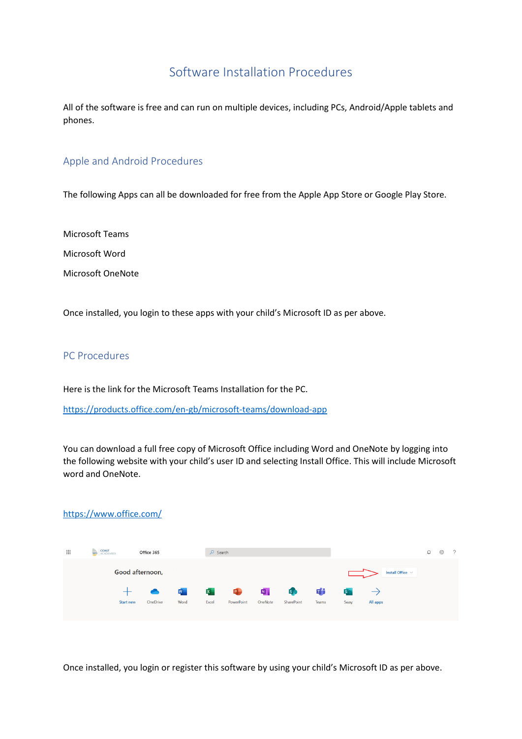# Software Installation Procedures

All of the software is free and can run on multiple devices, including PCs, Android/Apple tablets and phones.

## Apple and Android Procedures

The following Apps can all be downloaded for free from the Apple App Store or Google Play Store.

Microsoft Teams

Microsoft Word

Microsoft OneNote

Once installed, you login to these apps with your child's Microsoft ID as per above.

## PC Procedures

Here is the link for the Microsoft Teams Installation for the PC.

https://products.office.com/en-gb/microsoft-teams/download-app

You can download a full free copy of Microsoft Office including Word and OneNote by logging into the following website with your child's user ID and selecting Install Office. This will include Microsoft word and OneNote.

https://www.office.com/

Once installed, you login or register this software by using your child's Microsoft ID as per above.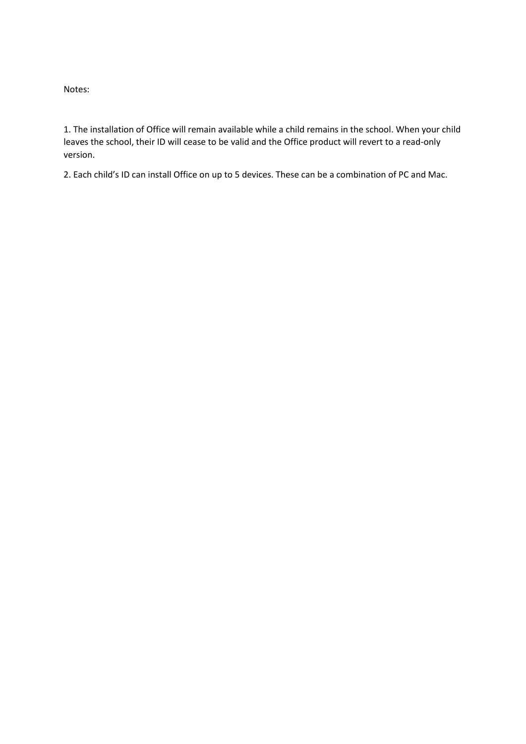Notes:

1. The installation of Office will remain available while a child remains in the school. When your child leaves the school, their ID will cease to be valid and the Office product will revert to a read-only version.

2. Each child's ID can install Office on up to 5 devices. These can be a combination of PC and Mac.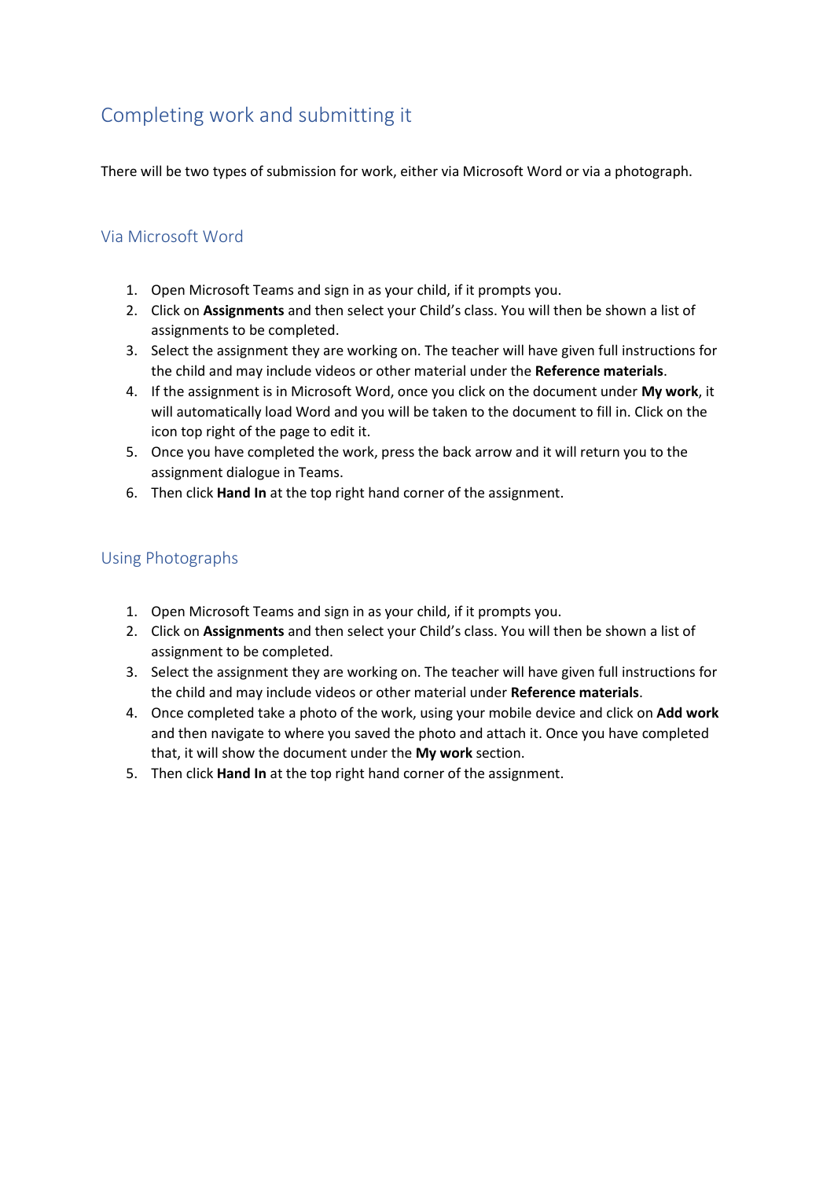## Completing work and submitting it

There will be two types of submission for work, either via Microsoft Word or via a photograph.

### Via Microsoft Word

1. Open Microsoft Teams and sign in as your child, if it prompts you.
2. Click on **Assignments** and then select your Child's class. You will then be shown a list of assignments to be completed.
3. Select the assignment they are working on. The teacher will have given full instructions for the child and may include videos or other material under the **Reference materials**.
4. If the assignment is in Microsoft Word, once you click on the document under **My work**, it will automatically load Word and you will be taken to the document to fill in. Click on the icon top right of the page to edit it.
5. Once you have completed the work, press the back arrow and it will return you to the assignment dialogue in Teams.
6. Then click **Hand In** at the top right hand corner of the assignment.

### Using Photographs

1. Open Microsoft Teams and sign in as your child, if it prompts you.
2. Click on **Assignments** and then select your Child's class. You will then be shown a list of assignment to be completed.
3. Select the assignment they are working on. The teacher will have given full instructions for the child and may include videos or other material under **Reference materials**.
4. Once completed take a photo of the work, using your mobile device and click on **Add work** and then navigate to where you saved the photo and attach it. Once you have completed that, it will show the document under the **My work** section.
5. Then click **Hand In** at the top right hand corner of the assignment.